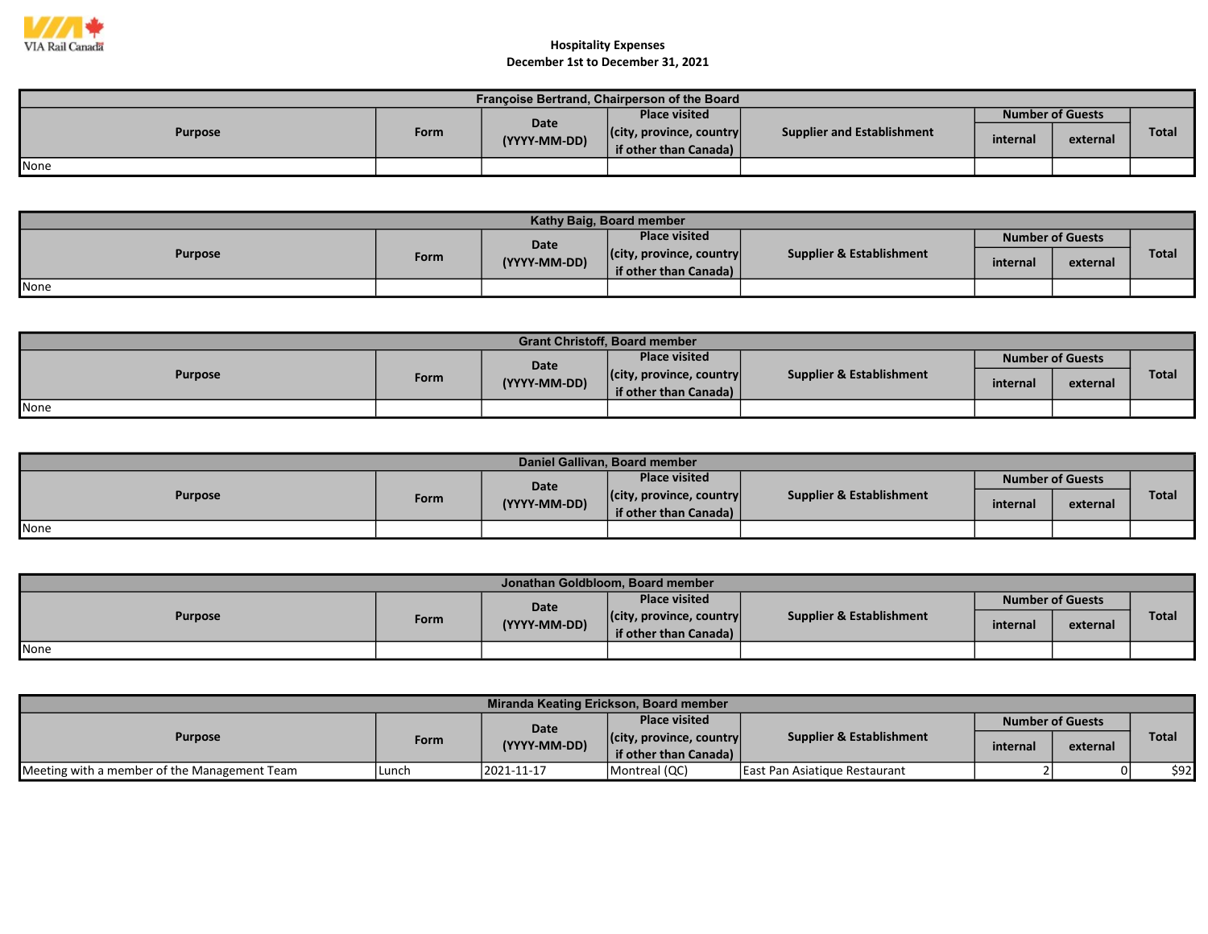VIA Rail Canada

# Hospitality Expenses
## December 1st to December 31, 2021

| Françoise Bertrand, Chairperson of the Board | | | | | | | |
|---|---|---|---|---|---|---|---|
| Purpose | Form | Date (YYYY-MM-DD) | Place visited (city, province, country if other than Canada) | Supplier and Establishment | Number of Guests | | Total |
| | | | | | internal | external | |
| None | | | | | | | |

| Kathy Baig, Board member | | | | | | | |
|---|---|---|---|---|---|---|---|
| Purpose | Form | Date (YYYY-MM-DD) | Place visited (city, province, country if other than Canada) | Supplier & Establishment | Number of Guests | | Total |
| | | | | | internal | external | |
| None | | | | | | | |

| Grant Christoff, Board member | | | | | | | |
|---|---|---|---|---|---|---|---|
| Purpose | Form | Date (YYYY-MM-DD) | Place visited (city, province, country if other than Canada) | Supplier & Establishment | Number of Guests | | Total |
| | | | | | internal | external | |
| None | | | | | | | |

| Daniel Gallivan, Board member | | | | | | | |
|---|---|---|---|---|---|---|---|
| Purpose | Form | Date (YYYY-MM-DD) | Place visited (city, province, country if other than Canada) | Supplier & Establishment | Number of Guests | | Total |
| | | | | | internal | external | |
| None | | | | | | | |

| Jonathan Goldbloom, Board member | | | | | | | |
|---|---|---|---|---|---|---|---|
| Purpose | Form | Date (YYYY-MM-DD) | Place visited (city, province, country if other than Canada) | Supplier & Establishment | Number of Guests | | Total |
| | | | | | internal | external | |
| None | | | | | | | |

| Miranda Keating Erickson, Board member | | | | | | | |
|---|---|---|---|---|---|---|---|
| Purpose | Form | Date (YYYY-MM-DD) | Place visited (city, province, country if other than Canada) | Supplier & Establishment | Number of Guests | | Total |
| | | | | | internal | external | |
| Meeting with a member of the Management Team | Lunch | 2021-11-17 | Montreal (QC) | East Pan Asiatique Restaurant | 2 | 0 | $92 |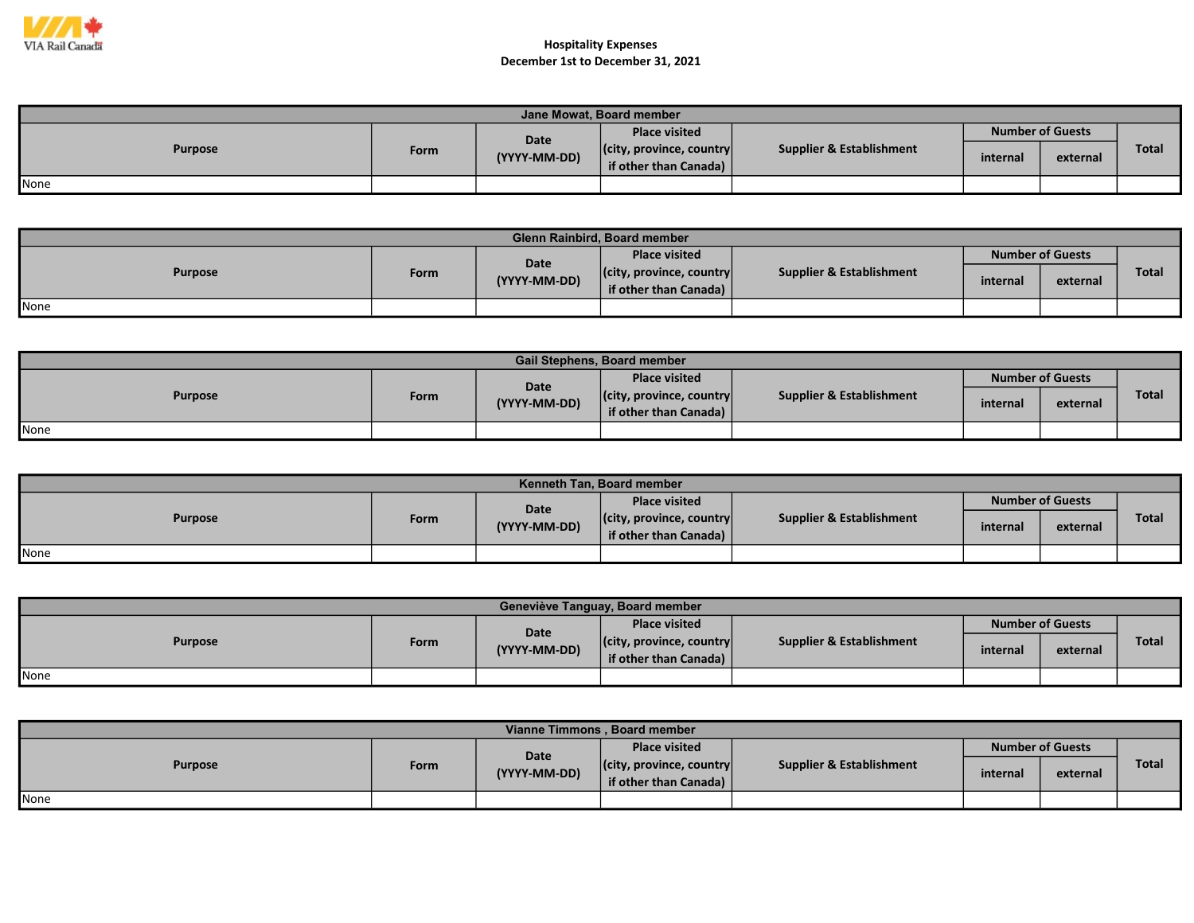# Hospitality Expenses

## December 1st to December 31, 2021

| Jane Mowat, Board member | | | | | | | |
|---|---|---|---|---|---|---|---|
| Purpose | Form | Date (YYYY-MM-DD) | Place visited (city, province, country if other than Canada) | Supplier & Establishment | Number of Guests | | Total |
| | | | | | internal | external | |
| None | | | | | | | |

| Glenn Rainbird, Board member | | | | | | | |
|---|---|---|---|---|---|---|---|
| Purpose | Form | Date (YYYY-MM-DD) | Place visited (city, province, country if other than Canada) | Supplier & Establishment | Number of Guests | | Total |
| | | | | | internal | external | |
| None | | | | | | | |

| Gail Stephens, Board member | | | | | | | |
|---|---|---|---|---|---|---|---|
| Purpose | Form | Date (YYYY-MM-DD) | Place visited (city, province, country if other than Canada) | Supplier & Establishment | Number of Guests | | Total |
| | | | | | internal | external | |
| None | | | | | | | |

| Kenneth Tan, Board member | | | | | | | |
|---|---|---|---|---|---|---|---|
| Purpose | Form | Date (YYYY-MM-DD) | Place visited (city, province, country if other than Canada) | Supplier & Establishment | Number of Guests | | Total |
| | | | | | internal | external | |
| None | | | | | | | |

| Geneviève Tanguay, Board member | | | | | | | |
|---|---|---|---|---|---|---|---|
| Purpose | Form | Date (YYYY-MM-DD) | Place visited (city, province, country if other than Canada) | Supplier & Establishment | Number of Guests | | Total |
| | | | | | internal | external | |
| None | | | | | | | |

| Vianne Timmons , Board member | | | | | | | |
|---|---|---|---|---|---|---|---|
| Purpose | Form | Date (YYYY-MM-DD) | Place visited (city, province, country if other than Canada) | Supplier & Establishment | Number of Guests | | Total |
| | | | | | internal | external | |
| None | | | | | | | |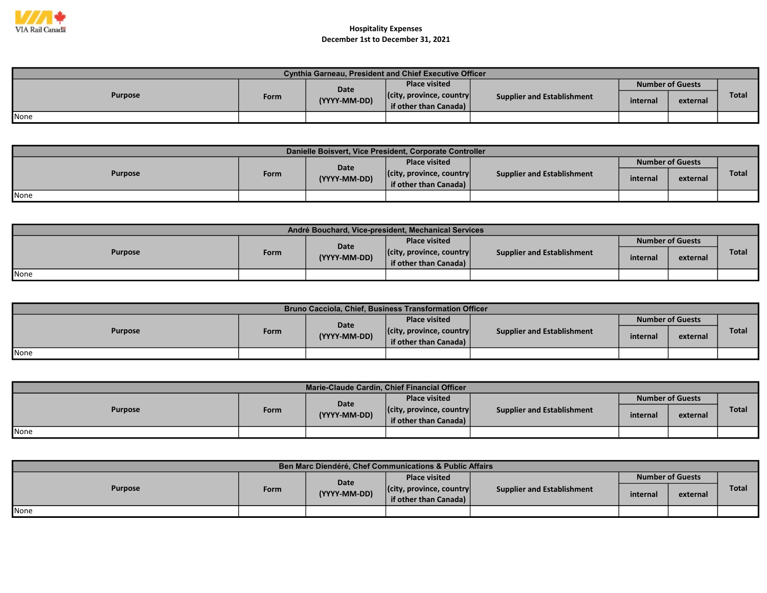VIA Rail Canada

**Hospitality Expenses**
**December 1st to December 31, 2021**

| Cynthia Garneau, President and Chief Executive Officer | | | | | | | |
|---|---|---|---|---|---|---|---|
| Purpose | Form | Date (YYYY-MM-DD) | Place visited (city, province, country if other than Canada) | Supplier and Establishment | Number of Guests | | Total |
| | | | | | internal | external | |
| None | | | | | | | |

| Danielle Boisvert, Vice President, Corporate Controller | | | | | | | |
|---|---|---|---|---|---|---|---|
| Purpose | Form | Date (YYYY-MM-DD) | Place visited (city, province, country if other than Canada) | Supplier and Establishment | Number of Guests | | Total |
| | | | | | internal | external | |
| None | | | | | | | |

| André Bouchard, Vice-president, Mechanical Services | | | | | | | |
|---|---|---|---|---|---|---|---|
| Purpose | Form | Date (YYYY-MM-DD) | Place visited (city, province, country if other than Canada) | Supplier and Establishment | Number of Guests | | Total |
| | | | | | internal | external | |
| None | | | | | | | |

| Bruno Cacciola, Chief, Business Transformation Officer | | | | | | | |
|---|---|---|---|---|---|---|---|
| Purpose | Form | Date (YYYY-MM-DD) | Place visited (city, province, country if other than Canada) | Supplier and Establishment | Number of Guests | | Total |
| | | | | | internal | external | |
| None | | | | | | | |

| Marie-Claude Cardin, Chief Financial Officer | | | | | | | |
|---|---|---|---|---|---|---|---|
| Purpose | Form | Date (YYYY-MM-DD) | Place visited (city, province, country if other than Canada) | Supplier and Establishment | Number of Guests | | Total |
| | | | | | internal | external | |
| None | | | | | | | |

| Ben Marc Diendéré, Chef Communications & Public Affairs | | | | | | | |
|---|---|---|---|---|---|---|---|
| Purpose | Form | Date (YYYY-MM-DD) | Place visited (city, province, country if other than Canada) | Supplier and Establishment | Number of Guests | | Total |
| | | | | | internal | external | |
| None | | | | | | | |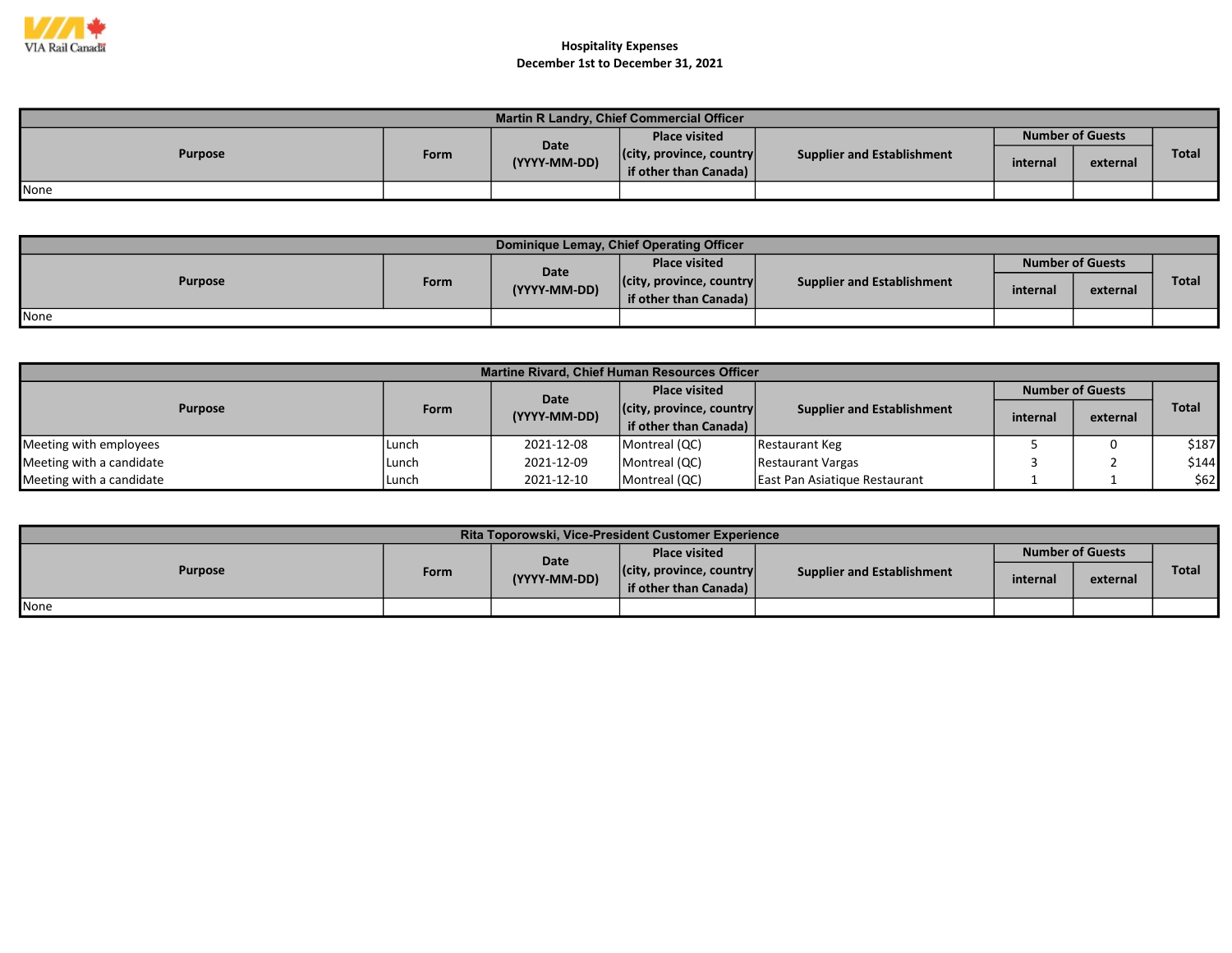VIA Rail Canada

**Hospitality Expenses**
**December 1st to December 31, 2021**

| Martin R Landry, Chief Commercial Officer | | | | | | | |
|---|---|---|---|---|---|---|---|
| Purpose | Form | Date (YYYY-MM-DD) | Place visited (city, province, country if other than Canada) | Supplier and Establishment | Number of Guests | | Total |
| | | | | | internal | external | |
| None | | | | | | | |

| Dominique Lemay, Chief Operating Officer | | | | | | | |
|---|---|---|---|---|---|---|---|
| Purpose | Form | Date (YYYY-MM-DD) | Place visited (city, province, country if other than Canada) | Supplier and Establishment | Number of Guests | | Total |
| | | | | | internal | external | |
| None | | | | | | | |

| Martine Rivard, Chief Human Resources Officer | | | | | | | |
|---|---|---|---|---|---|---|---|
| Purpose | Form | Date (YYYY-MM-DD) | Place visited (city, province, country if other than Canada) | Supplier and Establishment | Number of Guests | | Total |
| | | | | | internal | external | |
| Meeting with employees | Lunch | 2021-12-08 | Montreal (QC) | Restaurant Keg | 5 | 0 | $187 |
| Meeting with a candidate | Lunch | 2021-12-09 | Montreal (QC) | Restaurant Vargas | 3 | 2 | $144 |
| Meeting with a candidate | Lunch | 2021-12-10 | Montreal (QC) | East Pan Asiatique Restaurant | 1 | 1 | $62 |

| Rita Toporowski, Vice-President Customer Experience | | | | | | | |
|---|---|---|---|---|---|---|---|
| Purpose | Form | Date (YYYY-MM-DD) | Place visited (city, province, country if other than Canada) | Supplier and Establishment | Number of Guests | | Total |
| | | | | | internal | external | |
| None | | | | | | | |